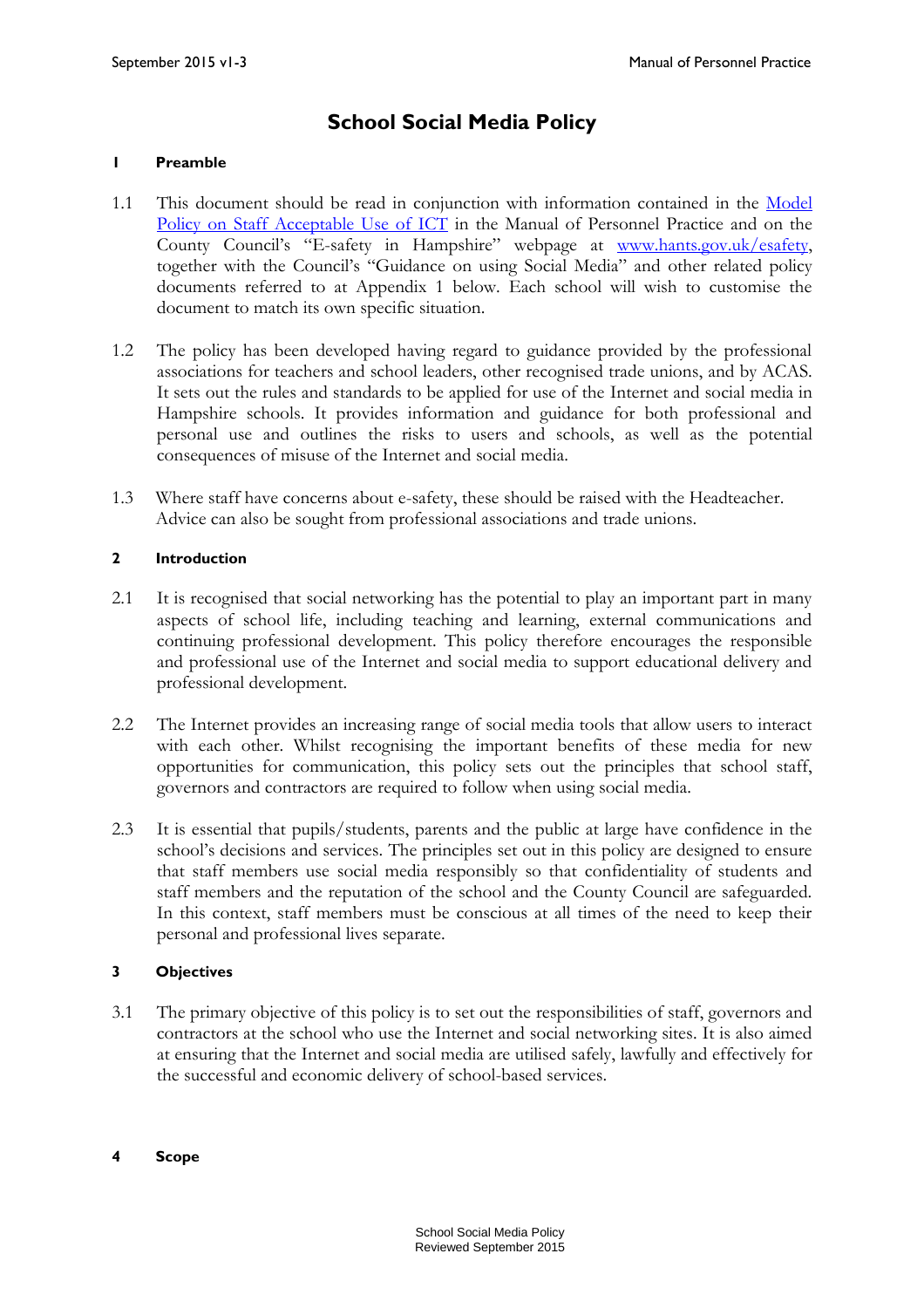# School Social Media Policy

## 1 Preamble

1.1 This document should be read in conjunction with information contained in the [Model Policy on Staff Acceptable Use of ICT] in the Manual of Personnel Practice and on the County Council's "E-safety in Hampshire" webpage at [www.hants.gov.uk/esafety], together with the Council's "Guidance on using Social Media" and other related policy documents referred to at Appendix 1 below. Each school will wish to customise the document to match its own specific situation.

1.2 The policy has been developed having regard to guidance provided by the professional associations for teachers and school leaders, other recognised trade unions, and by ACAS. It sets out the rules and standards to be applied for use of the Internet and social media in Hampshire schools. It provides information and guidance for both professional and personal use and outlines the risks to users and schools, as well as the potential consequences of misuse of the Internet and social media.

1.3 Where staff have concerns about e-safety, these should be raised with the Headteacher. Advice can also be sought from professional associations and trade unions.

## 2 Introduction

2.1 It is recognised that social networking has the potential to play an important part in many aspects of school life, including teaching and learning, external communications and continuing professional development. This policy therefore encourages the responsible and professional use of the Internet and social media to support educational delivery and professional development.

2.2 The Internet provides an increasing range of social media tools that allow users to interact with each other. Whilst recognising the important benefits of these media for new opportunities for communication, this policy sets out the principles that school staff, governors and contractors are required to follow when using social media.

2.3 It is essential that pupils/students, parents and the public at large have confidence in the school's decisions and services. The principles set out in this policy are designed to ensure that staff members use social media responsibly so that confidentiality of students and staff members and the reputation of the school and the County Council are safeguarded. In this context, staff members must be conscious at all times of the need to keep their personal and professional lives separate.

## 3 Objectives

3.1 The primary objective of this policy is to set out the responsibilities of staff, governors and contractors at the school who use the Internet and social networking sites. It is also aimed at ensuring that the Internet and social media are utilised safely, lawfully and effectively for the successful and economic delivery of school-based services.

## 4 Scope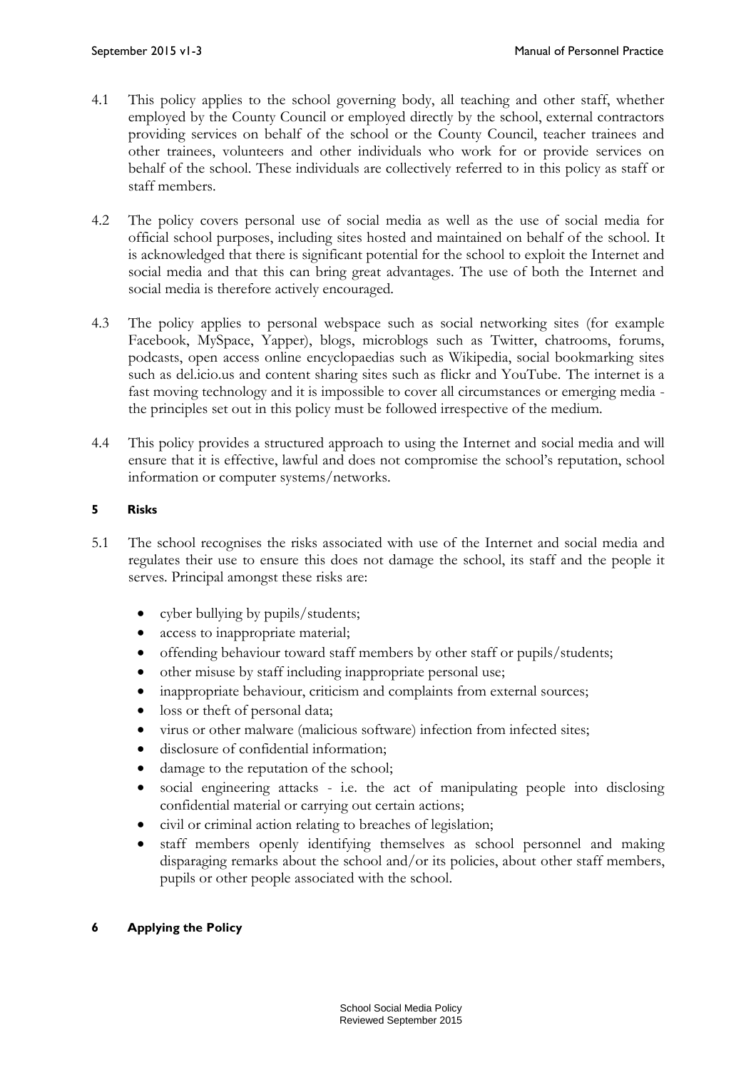4.1 This policy applies to the school governing body, all teaching and other staff, whether employed by the County Council or employed directly by the school, external contractors providing services on behalf of the school or the County Council, teacher trainees and other trainees, volunteers and other individuals who work for or provide services on behalf of the school. These individuals are collectively referred to in this policy as staff or staff members.

4.2 The policy covers personal use of social media as well as the use of social media for official school purposes, including sites hosted and maintained on behalf of the school. It is acknowledged that there is significant potential for the school to exploit the Internet and social media and that this can bring great advantages. The use of both the Internet and social media is therefore actively encouraged.

4.3 The policy applies to personal webspace such as social networking sites (for example Facebook, MySpace, Yapper), blogs, microblogs such as Twitter, chatrooms, forums, podcasts, open access online encyclopaedias such as Wikipedia, social bookmarking sites such as del.icio.us and content sharing sites such as flickr and YouTube. The internet is a fast moving technology and it is impossible to cover all circumstances or emerging media - the principles set out in this policy must be followed irrespective of the medium.

4.4 This policy provides a structured approach to using the Internet and social media and will ensure that it is effective, lawful and does not compromise the school's reputation, school information or computer systems/networks.

## 5 Risks

5.1 The school recognises the risks associated with use of the Internet and social media and regulates their use to ensure this does not damage the school, its staff and the people it serves. Principal amongst these risks are:

- cyber bullying by pupils/students;
- access to inappropriate material;
- offending behaviour toward staff members by other staff or pupils/students;
- other misuse by staff including inappropriate personal use;
- inappropriate behaviour, criticism and complaints from external sources;
- loss or theft of personal data;
- virus or other malware (malicious software) infection from infected sites;
- disclosure of confidential information;
- damage to the reputation of the school;
- social engineering attacks - i.e. the act of manipulating people into disclosing confidential material or carrying out certain actions;
- civil or criminal action relating to breaches of legislation;
- staff members openly identifying themselves as school personnel and making disparaging remarks about the school and/or its policies, about other staff members, pupils or other people associated with the school.

## 6 Applying the Policy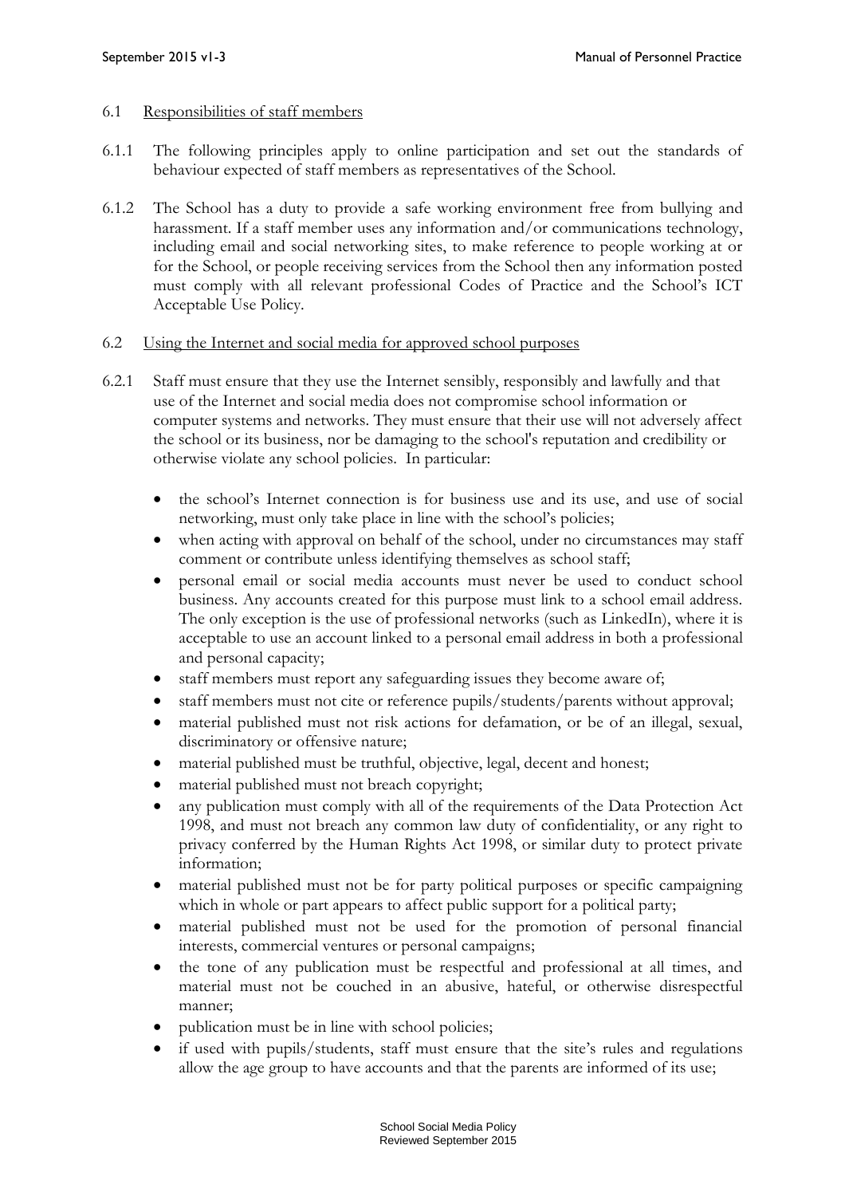6.1 Responsibilities of staff members

6.1.1 The following principles apply to online participation and set out the standards of behaviour expected of staff members as representatives of the School.

6.1.2 The School has a duty to provide a safe working environment free from bullying and harassment. If a staff member uses any information and/or communications technology, including email and social networking sites, to make reference to people working at or for the School, or people receiving services from the School then any information posted must comply with all relevant professional Codes of Practice and the School's ICT Acceptable Use Policy.

6.2 Using the Internet and social media for approved school purposes

6.2.1 Staff must ensure that they use the Internet sensibly, responsibly and lawfully and that use of the Internet and social media does not compromise school information or computer systems and networks. They must ensure that their use will not adversely affect the school or its business, nor be damaging to the school's reputation and credibility or otherwise violate any school policies. In particular:

- the school's Internet connection is for business use and its use, and use of social networking, must only take place in line with the school's policies;
- when acting with approval on behalf of the school, under no circumstances may staff comment or contribute unless identifying themselves as school staff;
- personal email or social media accounts must never be used to conduct school business. Any accounts created for this purpose must link to a school email address. The only exception is the use of professional networks (such as LinkedIn), where it is acceptable to use an account linked to a personal email address in both a professional and personal capacity;
- staff members must report any safeguarding issues they become aware of;
- staff members must not cite or reference pupils/students/parents without approval;
- material published must not risk actions for defamation, or be of an illegal, sexual, discriminatory or offensive nature;
- material published must be truthful, objective, legal, decent and honest;
- material published must not breach copyright;
- any publication must comply with all of the requirements of the Data Protection Act 1998, and must not breach any common law duty of confidentiality, or any right to privacy conferred by the Human Rights Act 1998, or similar duty to protect private information;
- material published must not be for party political purposes or specific campaigning which in whole or part appears to affect public support for a political party;
- material published must not be used for the promotion of personal financial interests, commercial ventures or personal campaigns;
- the tone of any publication must be respectful and professional at all times, and material must not be couched in an abusive, hateful, or otherwise disrespectful manner;
- publication must be in line with school policies;
- if used with pupils/students, staff must ensure that the site's rules and regulations allow the age group to have accounts and that the parents are informed of its use;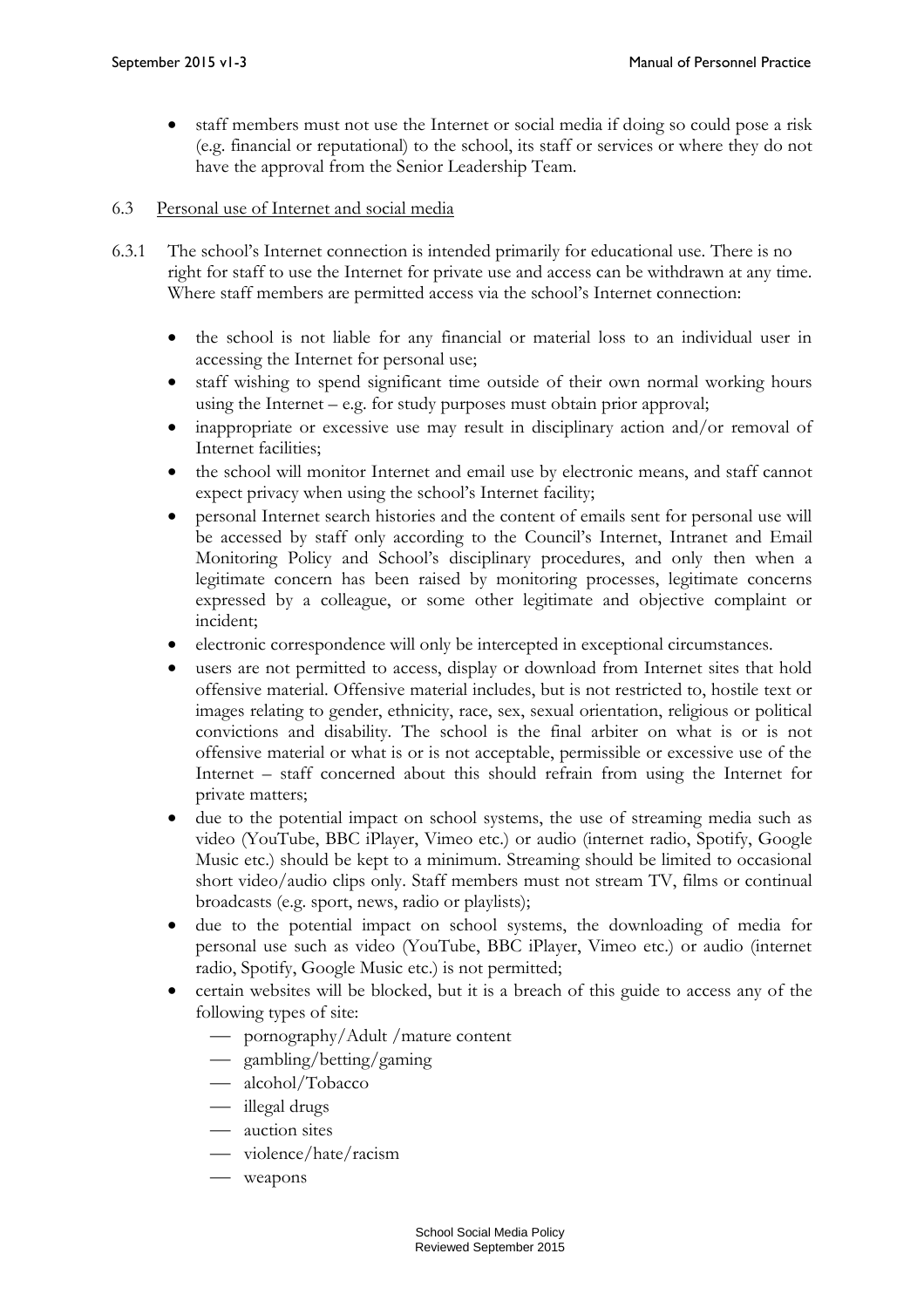- staff members must not use the Internet or social media if doing so could pose a risk (e.g. financial or reputational) to the school, its staff or services or where they do not have the approval from the Senior Leadership Team.

6.3 Personal use of Internet and social media

6.3.1 The school's Internet connection is intended primarily for educational use. There is no right for staff to use the Internet for private use and access can be withdrawn at any time. Where staff members are permitted access via the school's Internet connection:

- the school is not liable for any financial or material loss to an individual user in accessing the Internet for personal use;
- staff wishing to spend significant time outside of their own normal working hours using the Internet – e.g. for study purposes must obtain prior approval;
- inappropriate or excessive use may result in disciplinary action and/or removal of Internet facilities;
- the school will monitor Internet and email use by electronic means, and staff cannot expect privacy when using the school's Internet facility;
- personal Internet search histories and the content of emails sent for personal use will be accessed by staff only according to the Council's Internet, Intranet and Email Monitoring Policy and School's disciplinary procedures, and only then when a legitimate concern has been raised by monitoring processes, legitimate concerns expressed by a colleague, or some other legitimate and objective complaint or incident;
- electronic correspondence will only be intercepted in exceptional circumstances.
- users are not permitted to access, display or download from Internet sites that hold offensive material. Offensive material includes, but is not restricted to, hostile text or images relating to gender, ethnicity, race, sex, sexual orientation, religious or political convictions and disability. The school is the final arbiter on what is or is not offensive material or what is or is not acceptable, permissible or excessive use of the Internet – staff concerned about this should refrain from using the Internet for private matters;
- due to the potential impact on school systems, the use of streaming media such as video (YouTube, BBC iPlayer, Vimeo etc.) or audio (internet radio, Spotify, Google Music etc.) should be kept to a minimum. Streaming should be limited to occasional short video/audio clips only. Staff members must not stream TV, films or continual broadcasts (e.g. sport, news, radio or playlists);
- due to the potential impact on school systems, the downloading of media for personal use such as video (YouTube, BBC iPlayer, Vimeo etc.) or audio (internet radio, Spotify, Google Music etc.) is not permitted;
- certain websites will be blocked, but it is a breach of this guide to access any of the following types of site:
  - pornography/Adult /mature content
  - gambling/betting/gaming
  - alcohol/Tobacco
  - illegal drugs
  - auction sites
  - violence/hate/racism
  - weapons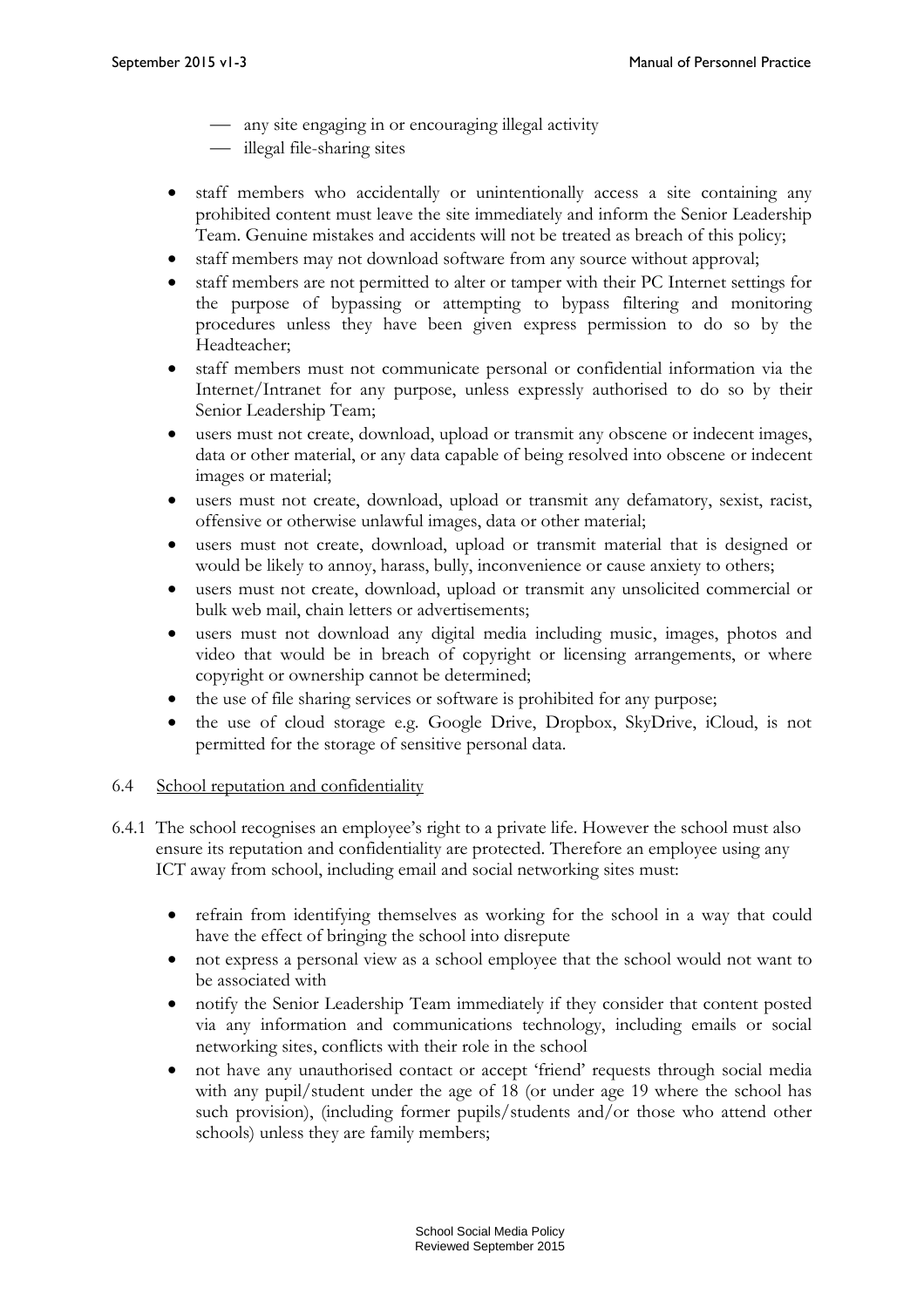- any site engaging in or encouraging illegal activity
  - illegal file-sharing sites

- staff members who accidentally or unintentionally access a site containing any prohibited content must leave the site immediately and inform the Senior Leadership Team. Genuine mistakes and accidents will not be treated as breach of this policy;
- staff members may not download software from any source without approval;
- staff members are not permitted to alter or tamper with their PC Internet settings for the purpose of bypassing or attempting to bypass filtering and monitoring procedures unless they have been given express permission to do so by the Headteacher;
- staff members must not communicate personal or confidential information via the Internet/Intranet for any purpose, unless expressly authorised to do so by their Senior Leadership Team;
- users must not create, download, upload or transmit any obscene or indecent images, data or other material, or any data capable of being resolved into obscene or indecent images or material;
- users must not create, download, upload or transmit any defamatory, sexist, racist, offensive or otherwise unlawful images, data or other material;
- users must not create, download, upload or transmit material that is designed or would be likely to annoy, harass, bully, inconvenience or cause anxiety to others;
- users must not create, download, upload or transmit any unsolicited commercial or bulk web mail, chain letters or advertisements;
- users must not download any digital media including music, images, photos and video that would be in breach of copyright or licensing arrangements, or where copyright or ownership cannot be determined;
- the use of file sharing services or software is prohibited for any purpose;
- the use of cloud storage e.g. Google Drive, Dropbox, SkyDrive, iCloud, is not permitted for the storage of sensitive personal data.

### 6.4 School reputation and confidentiality

6.4.1 The school recognises an employee's right to a private life. However the school must also ensure its reputation and confidentiality are protected. Therefore an employee using any ICT away from school, including email and social networking sites must:

- refrain from identifying themselves as working for the school in a way that could have the effect of bringing the school into disrepute
- not express a personal view as a school employee that the school would not want to be associated with
- notify the Senior Leadership Team immediately if they consider that content posted via any information and communications technology, including emails or social networking sites, conflicts with their role in the school
- not have any unauthorised contact or accept 'friend' requests through social media with any pupil/student under the age of 18 (or under age 19 where the school has such provision), (including former pupils/students and/or those who attend other schools) unless they are family members;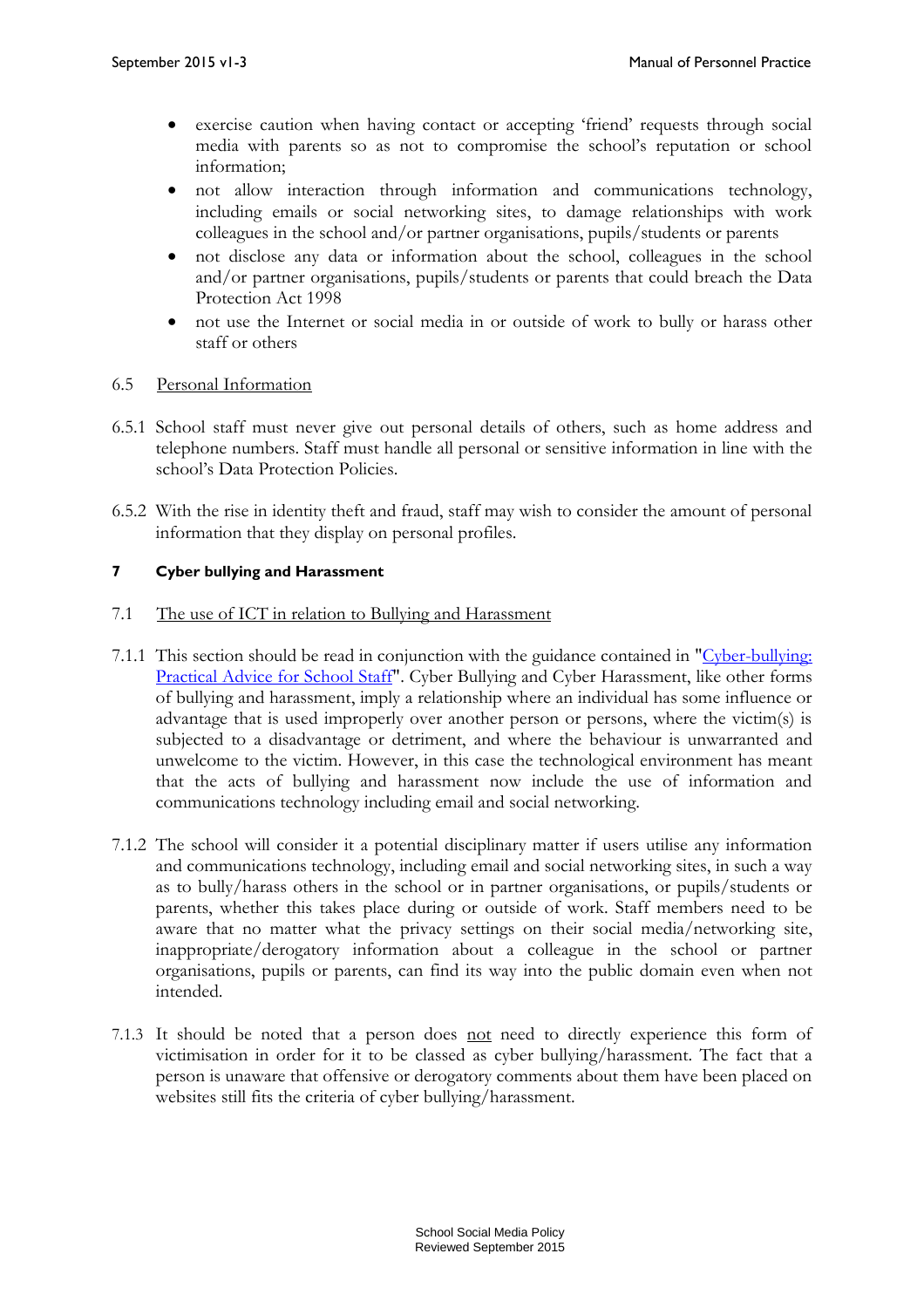- exercise caution when having contact or accepting 'friend' requests through social media with parents so as not to compromise the school's reputation or school information;
- not allow interaction through information and communications technology, including emails or social networking sites, to damage relationships with work colleagues in the school and/or partner organisations, pupils/students or parents
- not disclose any data or information about the school, colleagues in the school and/or partner organisations, pupils/students or parents that could breach the Data Protection Act 1998
- not use the Internet or social media in or outside of work to bully or harass other staff or others

6.5 <u>Personal Information</u>

6.5.1 School staff must never give out personal details of others, such as home address and telephone numbers. Staff must handle all personal or sensitive information in line with the school's Data Protection Policies.

6.5.2 With the rise in identity theft and fraud, staff may wish to consider the amount of personal information that they display on personal profiles.

**7 Cyber bullying and Harassment**

7.1 <u>The use of ICT in relation to Bullying and Harassment</u>

7.1.1 This section should be read in conjunction with the guidance contained in "[Cyber-bullying: Practical Advice for School Staff]". Cyber Bullying and Cyber Harassment, like other forms of bullying and harassment, imply a relationship where an individual has some influence or advantage that is used improperly over another person or persons, where the victim(s) is subjected to a disadvantage or detriment, and where the behaviour is unwarranted and unwelcome to the victim. However, in this case the technological environment has meant that the acts of bullying and harassment now include the use of information and communications technology including email and social networking.

7.1.2 The school will consider it a potential disciplinary matter if users utilise any information and communications technology, including email and social networking sites, in such a way as to bully/harass others in the school or in partner organisations, or pupils/students or parents, whether this takes place during or outside of work. Staff members need to be aware that no matter what the privacy settings on their social media/networking site, inappropriate/derogatory information about a colleague in the school or partner organisations, pupils or parents, can find its way into the public domain even when not intended.

7.1.3 It should be noted that a person does <u>not</u> need to directly experience this form of victimisation in order for it to be classed as cyber bullying/harassment. The fact that a person is unaware that offensive or derogatory comments about them have been placed on websites still fits the criteria of cyber bullying/harassment.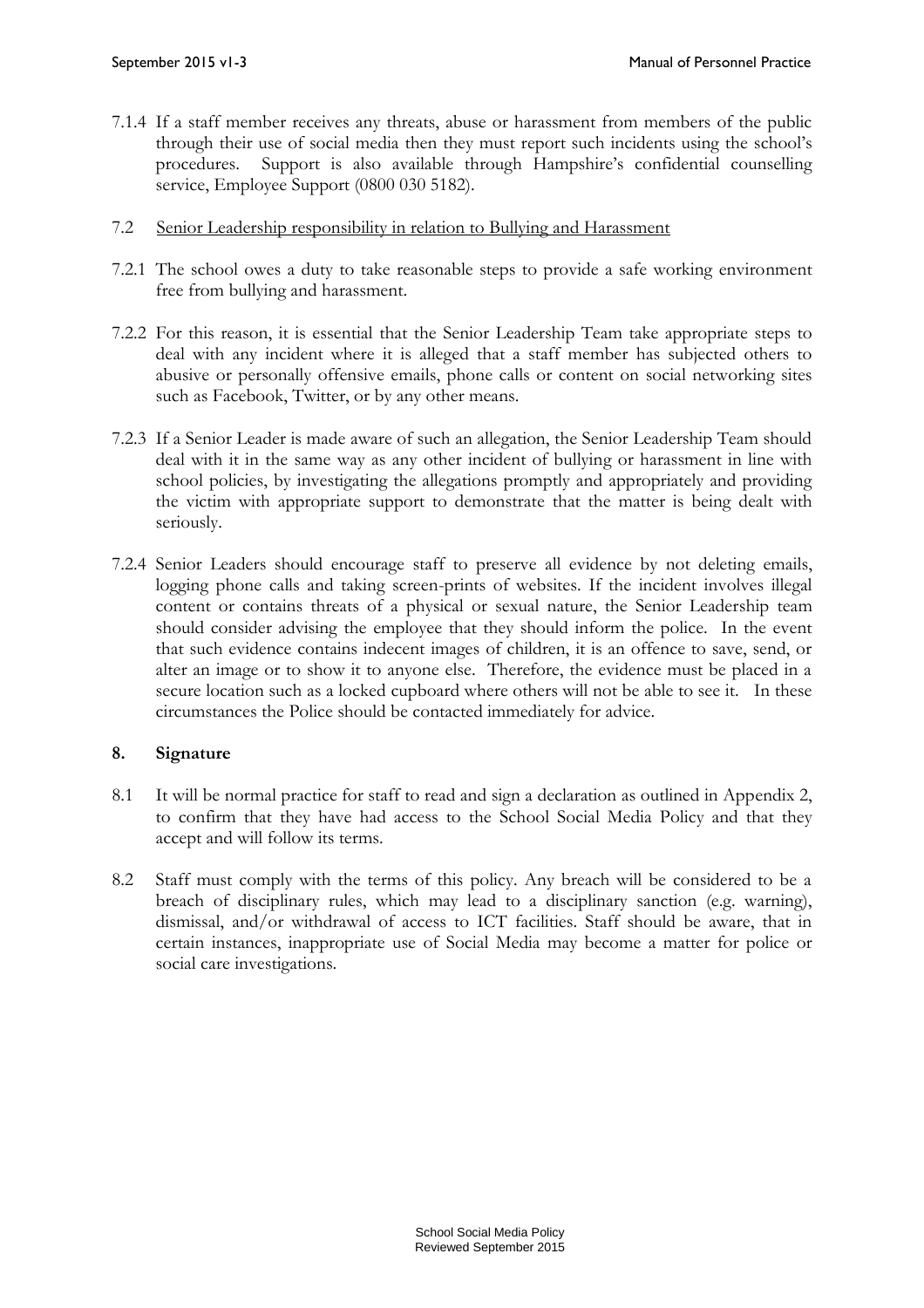7.1.4 If a staff member receives any threats, abuse or harassment from members of the public through their use of social media then they must report such incidents using the school's procedures. Support is also available through Hampshire's confidential counselling service, Employee Support (0800 030 5182).

7.2 <u>Senior Leadership responsibility in relation to Bullying and Harassment</u>

7.2.1 The school owes a duty to take reasonable steps to provide a safe working environment free from bullying and harassment.

7.2.2 For this reason, it is essential that the Senior Leadership Team take appropriate steps to deal with any incident where it is alleged that a staff member has subjected others to abusive or personally offensive emails, phone calls or content on social networking sites such as Facebook, Twitter, or by any other means.

7.2.3 If a Senior Leader is made aware of such an allegation, the Senior Leadership Team should deal with it in the same way as any other incident of bullying or harassment in line with school policies, by investigating the allegations promptly and appropriately and providing the victim with appropriate support to demonstrate that the matter is being dealt with seriously.

7.2.4 Senior Leaders should encourage staff to preserve all evidence by not deleting emails, logging phone calls and taking screen-prints of websites. If the incident involves illegal content or contains threats of a physical or sexual nature, the Senior Leadership team should consider advising the employee that they should inform the police. In the event that such evidence contains indecent images of children, it is an offence to save, send, or alter an image or to show it to anyone else. Therefore, the evidence must be placed in a secure location such as a locked cupboard where others will not be able to see it. In these circumstances the Police should be contacted immediately for advice.

## 8. Signature

8.1 It will be normal practice for staff to read and sign a declaration as outlined in Appendix 2, to confirm that they have had access to the School Social Media Policy and that they accept and will follow its terms.

8.2 Staff must comply with the terms of this policy. Any breach will be considered to be a breach of disciplinary rules, which may lead to a disciplinary sanction (e.g. warning), dismissal, and/or withdrawal of access to ICT facilities. Staff should be aware, that in certain instances, inappropriate use of Social Media may become a matter for police or social care investigations.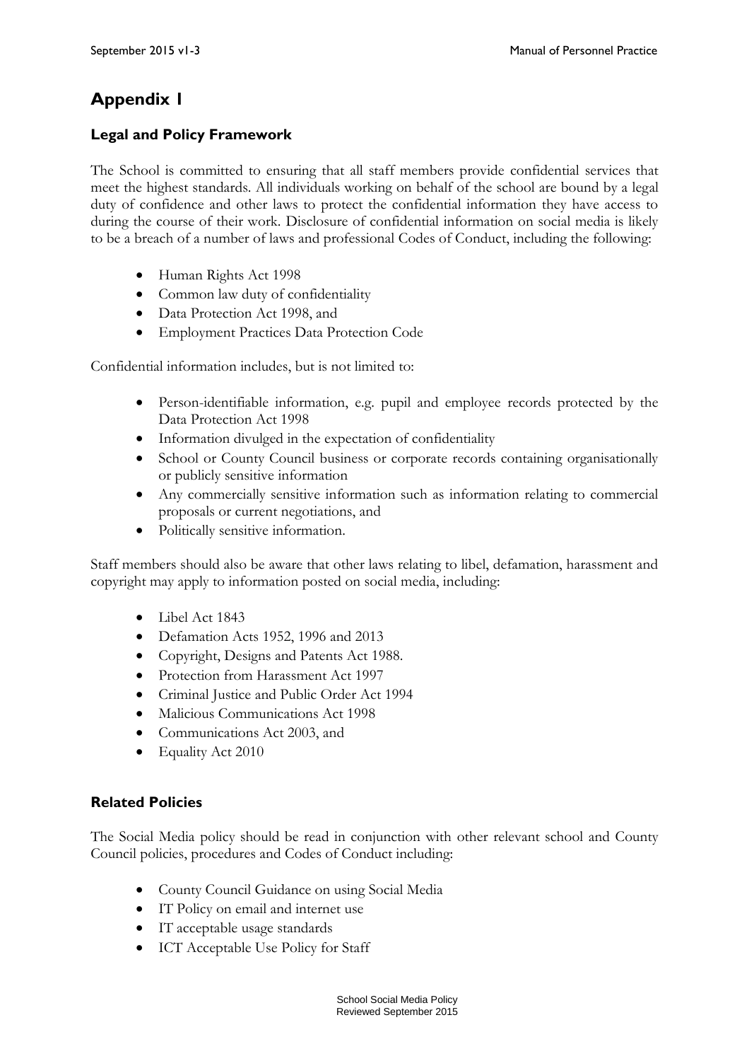# Appendix 1

## Legal and Policy Framework

The School is committed to ensuring that all staff members provide confidential services that meet the highest standards. All individuals working on behalf of the school are bound by a legal duty of confidence and other laws to protect the confidential information they have access to during the course of their work. Disclosure of confidential information on social media is likely to be a breach of a number of laws and professional Codes of Conduct, including the following:

- Human Rights Act 1998
- Common law duty of confidentiality
- Data Protection Act 1998, and
- Employment Practices Data Protection Code

Confidential information includes, but is not limited to:

- Person-identifiable information, e.g. pupil and employee records protected by the Data Protection Act 1998
- Information divulged in the expectation of confidentiality
- School or County Council business or corporate records containing organisationally or publicly sensitive information
- Any commercially sensitive information such as information relating to commercial proposals or current negotiations, and
- Politically sensitive information.

Staff members should also be aware that other laws relating to libel, defamation, harassment and copyright may apply to information posted on social media, including:

- Libel Act 1843
- Defamation Acts 1952, 1996 and 2013
- Copyright, Designs and Patents Act 1988.
- Protection from Harassment Act 1997
- Criminal Justice and Public Order Act 1994
- Malicious Communications Act 1998
- Communications Act 2003, and
- Equality Act 2010

## Related Policies

The Social Media policy should be read in conjunction with other relevant school and County Council policies, procedures and Codes of Conduct including:

- County Council Guidance on using Social Media
- IT Policy on email and internet use
- IT acceptable usage standards
- ICT Acceptable Use Policy for Staff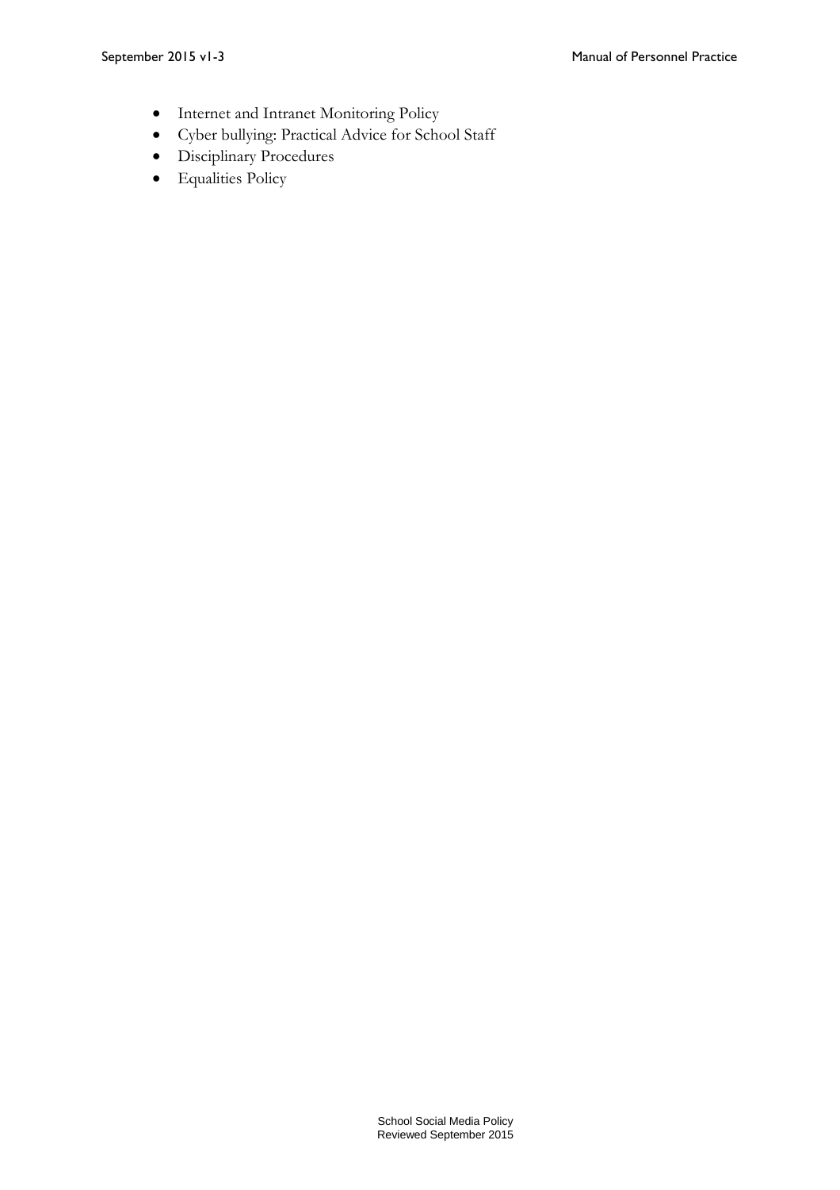- Internet and Intranet Monitoring Policy
- Cyber bullying: Practical Advice for School Staff
- Disciplinary Procedures
- Equalities Policy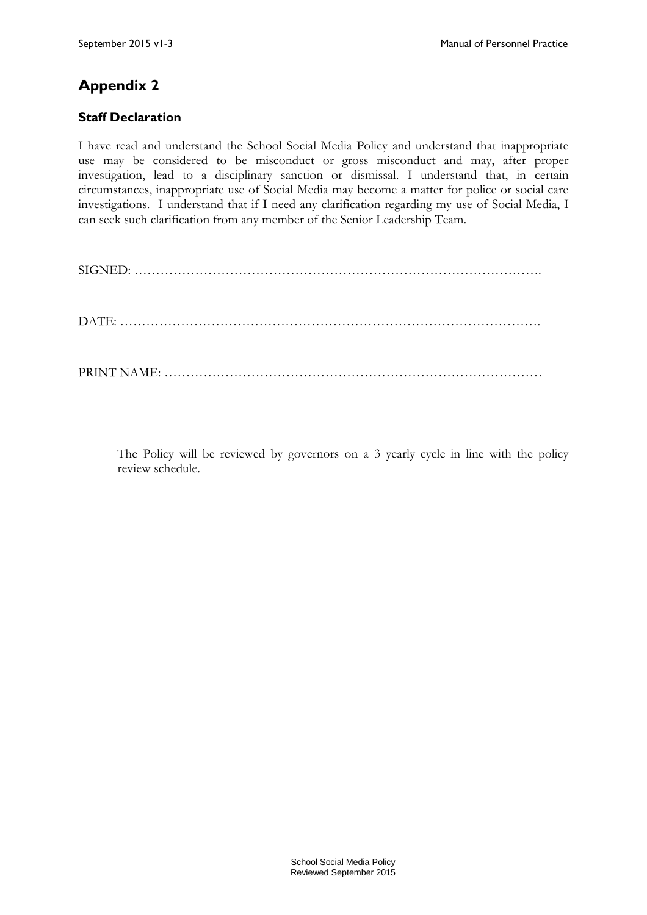# Appendix 2

### Staff Declaration

I have read and understand the School Social Media Policy and understand that inappropriate use may be considered to be misconduct or gross misconduct and may, after proper investigation, lead to a disciplinary sanction or dismissal. I understand that, in certain circumstances, inappropriate use of Social Media may become a matter for police or social care investigations. I understand that if I need any clarification regarding my use of Social Media, I can seek such clarification from any member of the Senior Leadership Team.

SIGNED: ………………………………………………………………………………….

DATE: ……………………………………………………………………………………….

PRINT NAME: ……………………………………………………………………………

The Policy will be reviewed by governors on a 3 yearly cycle in line with the policy review schedule.